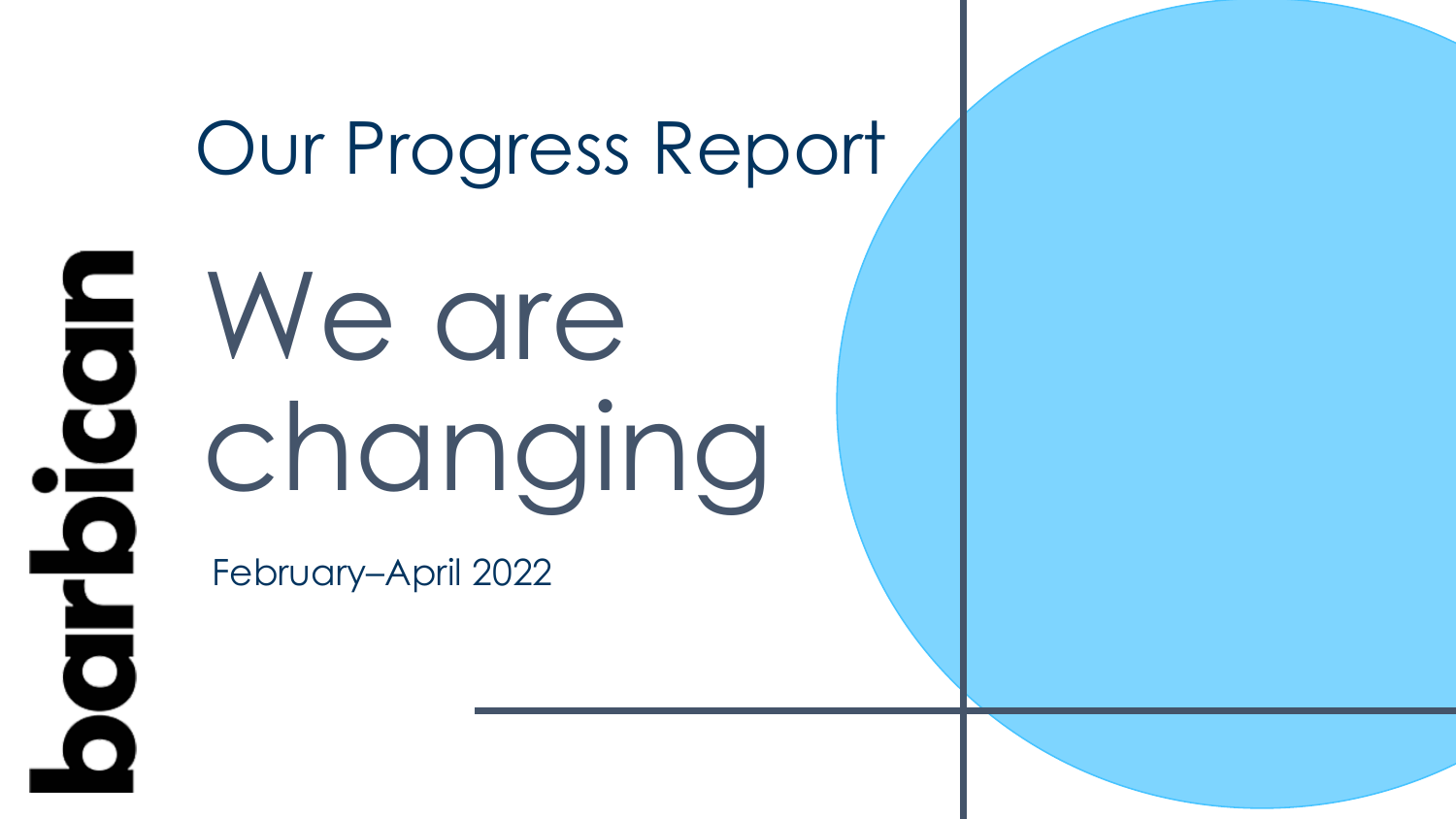barbican

Our Progress Report

# We are changing

February–April 2022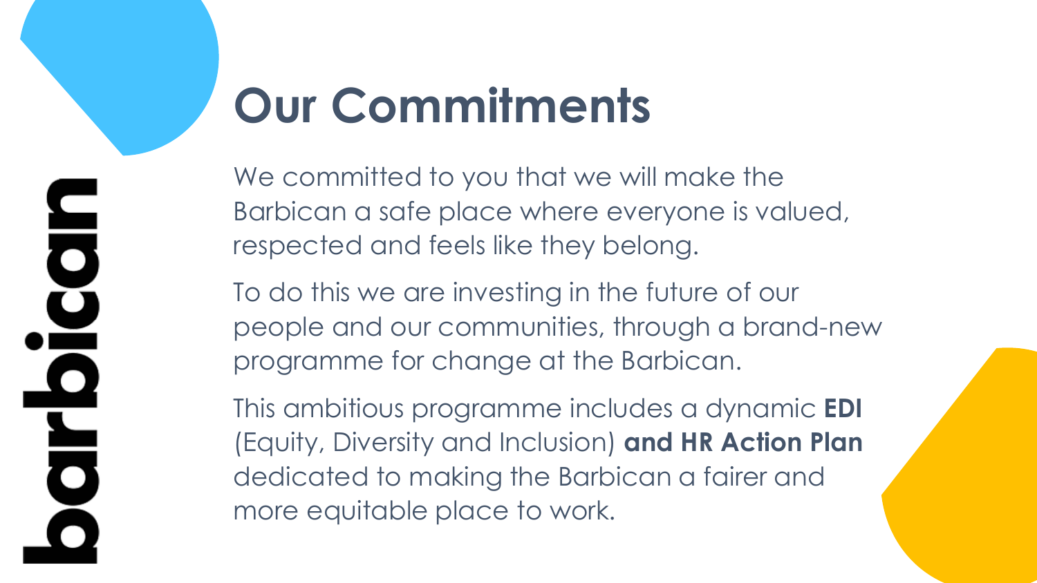# Our Commitments

We committed to you that we will make the Barbican a safe place where everyone is valued, respected and feels like they belong.

To do this we are investing in the future of our people and our communities, through a brand-new programme for change at the Barbican.

This ambitious programme includes a dynamic **EDI** (Equity, Diversity and Inclusion) **and HR Action Plan** dedicated to making the Barbican a fairer and more equitable place to work.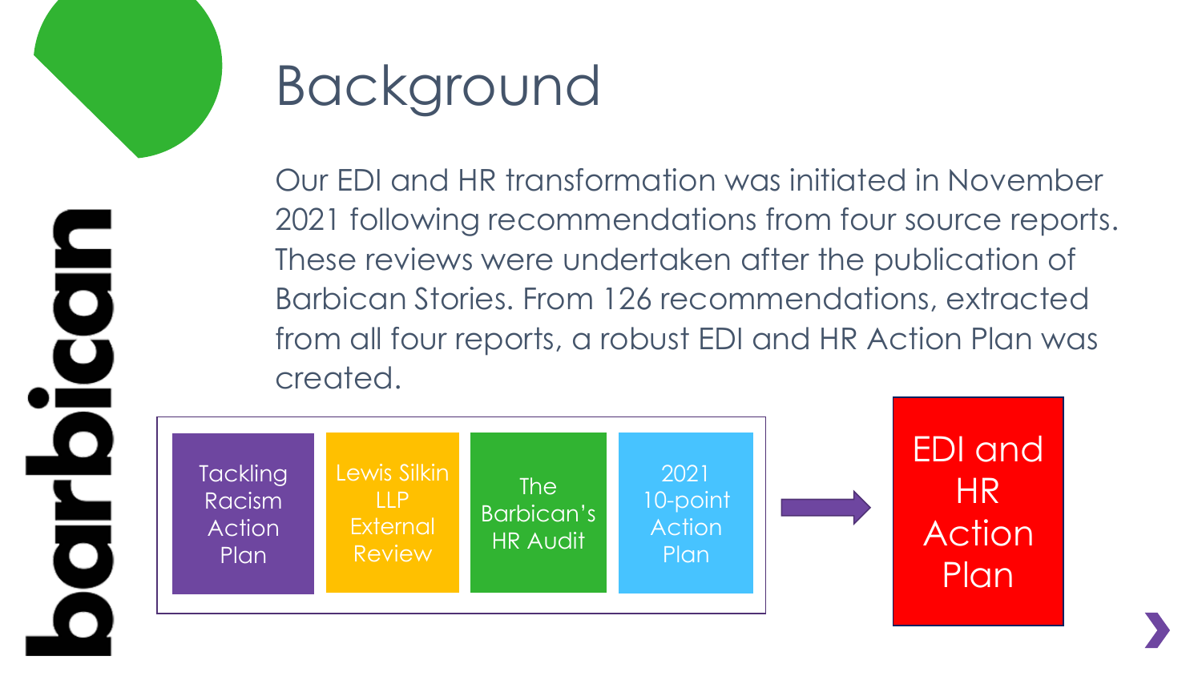# Background

Our EDI and HR transformation was initiated in November 2021 following recommendations from four source reports. These reviews were undertaken after the publication of Barbican Stories. From 126 recommendations, extracted from all four reports, a robust EDI and HR Action Plan was created.

- Tackling Racism Action Plan
- Lewis Silkin LLP External Review
- The Barbican's HR Audit
- 2021 10-point Action Plan

→ EDI and HR Action Plan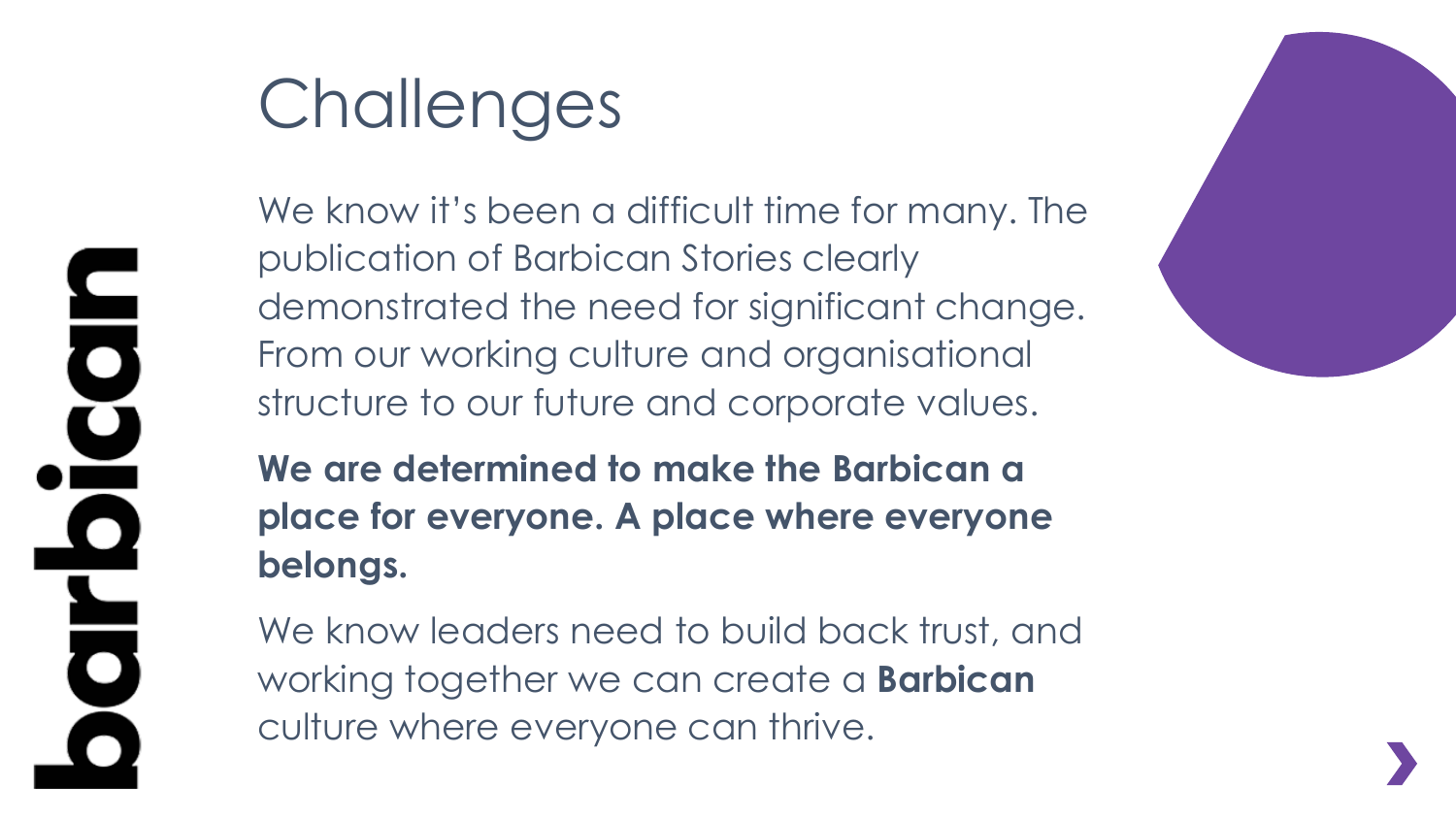# Challenges

We know it's been a difficult time for many. The publication of Barbican Stories clearly demonstrated the need for significant change. From our working culture and organisational structure to our future and corporate values.

**We are determined to make the Barbican a place for everyone. A place where everyone belongs.**

We know leaders need to build back trust, and working together we can create a **Barbican** culture where everyone can thrive.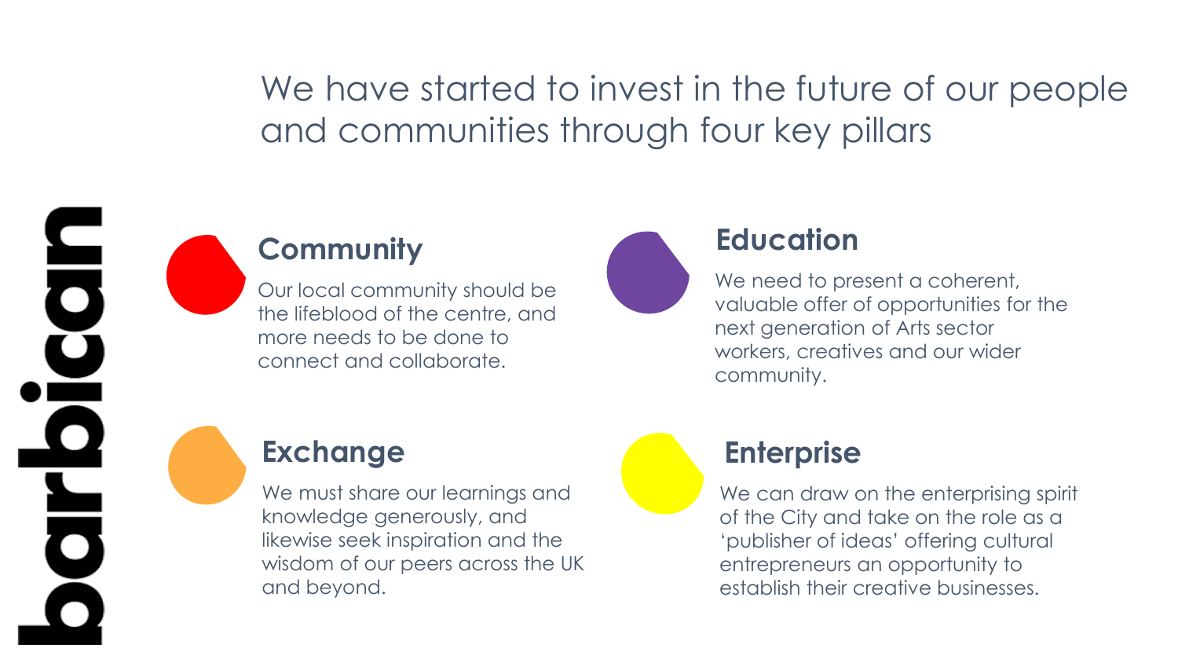# We have started to invest in the future of our people and communities through four key pillars

barbican

## Community

Our local community should be the lifeblood of the centre, and more needs to be done to connect and collaborate.

## Education

We need to present a coherent, valuable offer of opportunities for the next generation of Arts sector workers, creatives and our wider community.

## Exchange

We must share our learnings and knowledge generously, and likewise seek inspiration and the wisdom of our peers across the UK and beyond.

## Enterprise

We can draw on the enterprising spirit of the City and take on the role as a 'publisher of ideas' offering cultural entrepreneurs an opportunity to establish their creative businesses.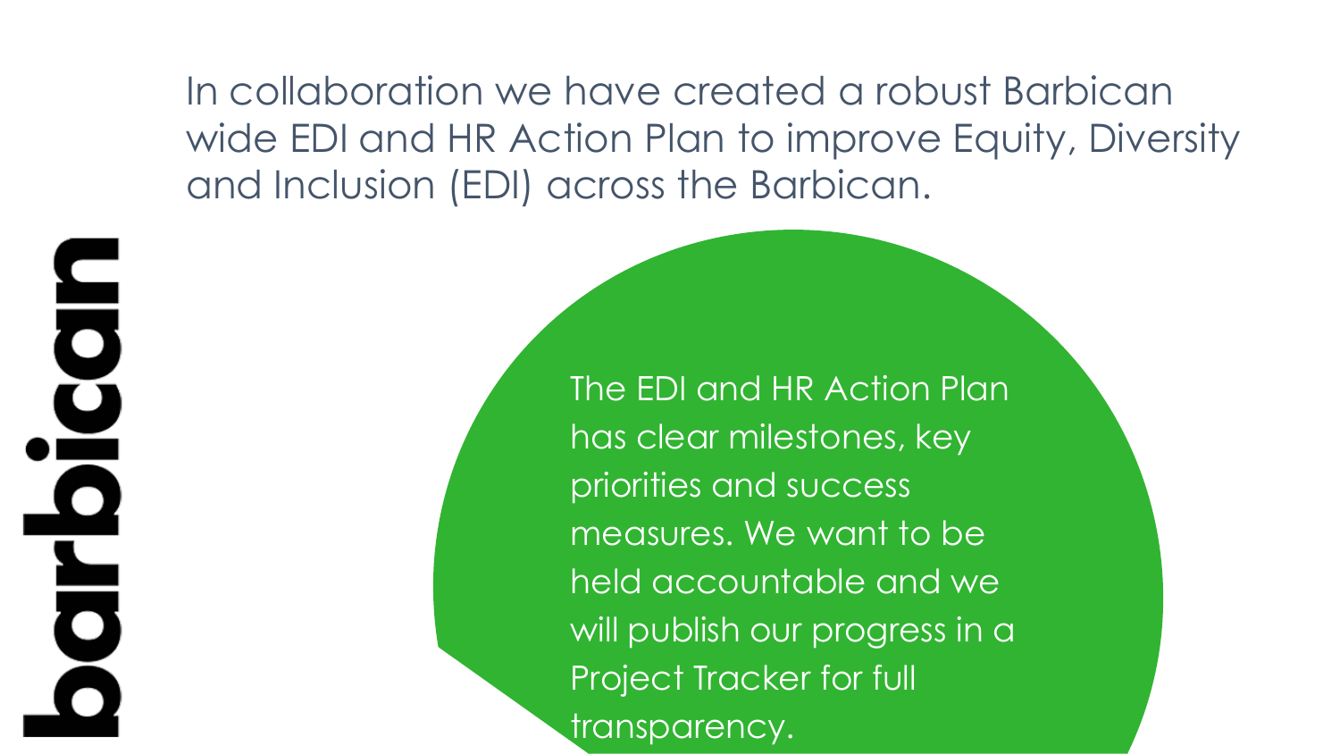In collaboration we have created a robust Barbican wide EDI and HR Action Plan to improve Equity, Diversity and Inclusion (EDI) across the Barbican.

The EDI and HR Action Plan has clear milestones, key priorities and success measures. We want to be held accountable and we will publish our progress in a Project Tracker for full transparency.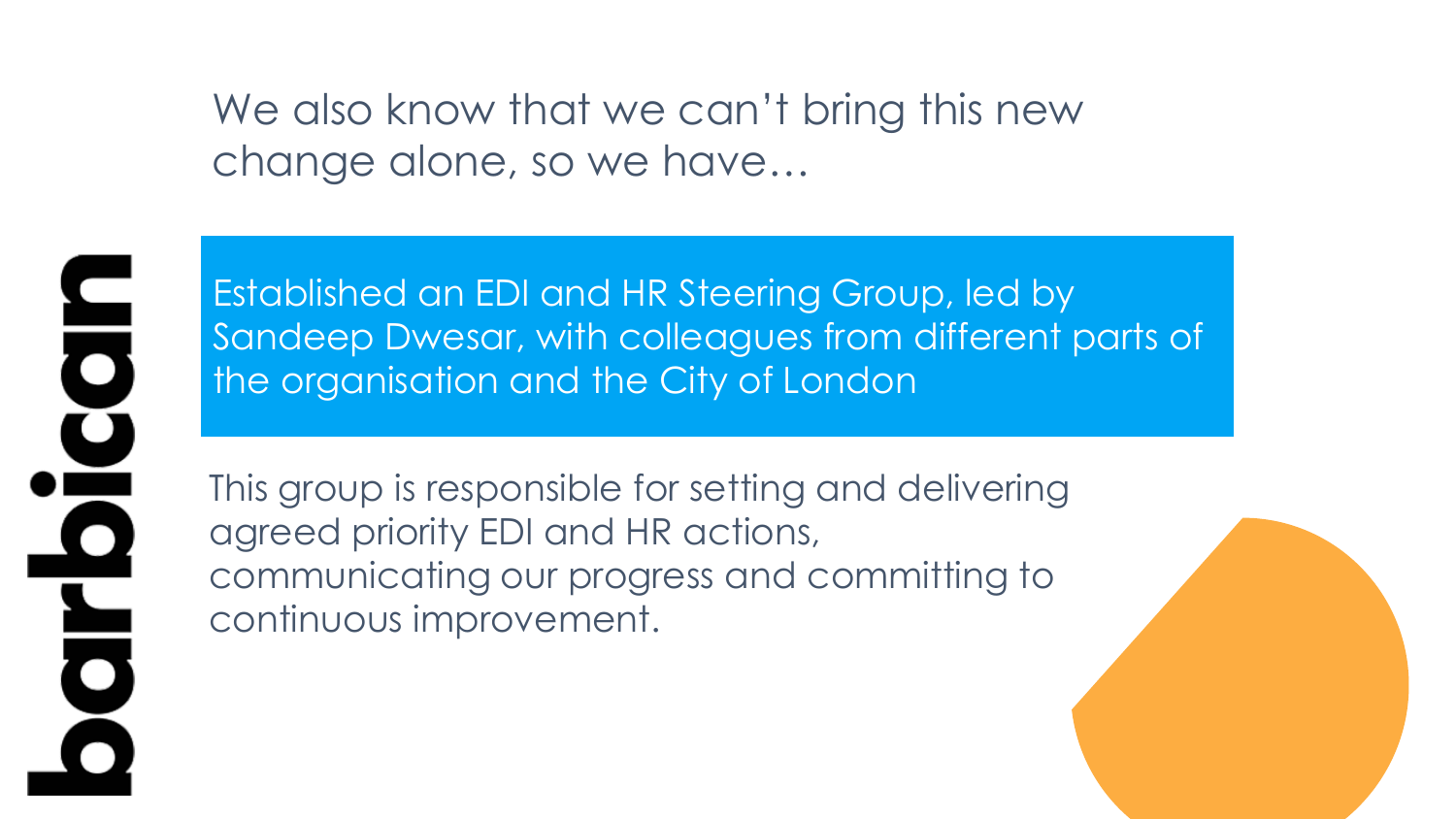We also know that we can't bring this new change alone, so we have…

Established an EDI and HR Steering Group, led by Sandeep Dwesar, with colleagues from different parts of the organisation and the City of London

This group is responsible for setting and delivering agreed priority EDI and HR actions, communicating our progress and committing to continuous improvement.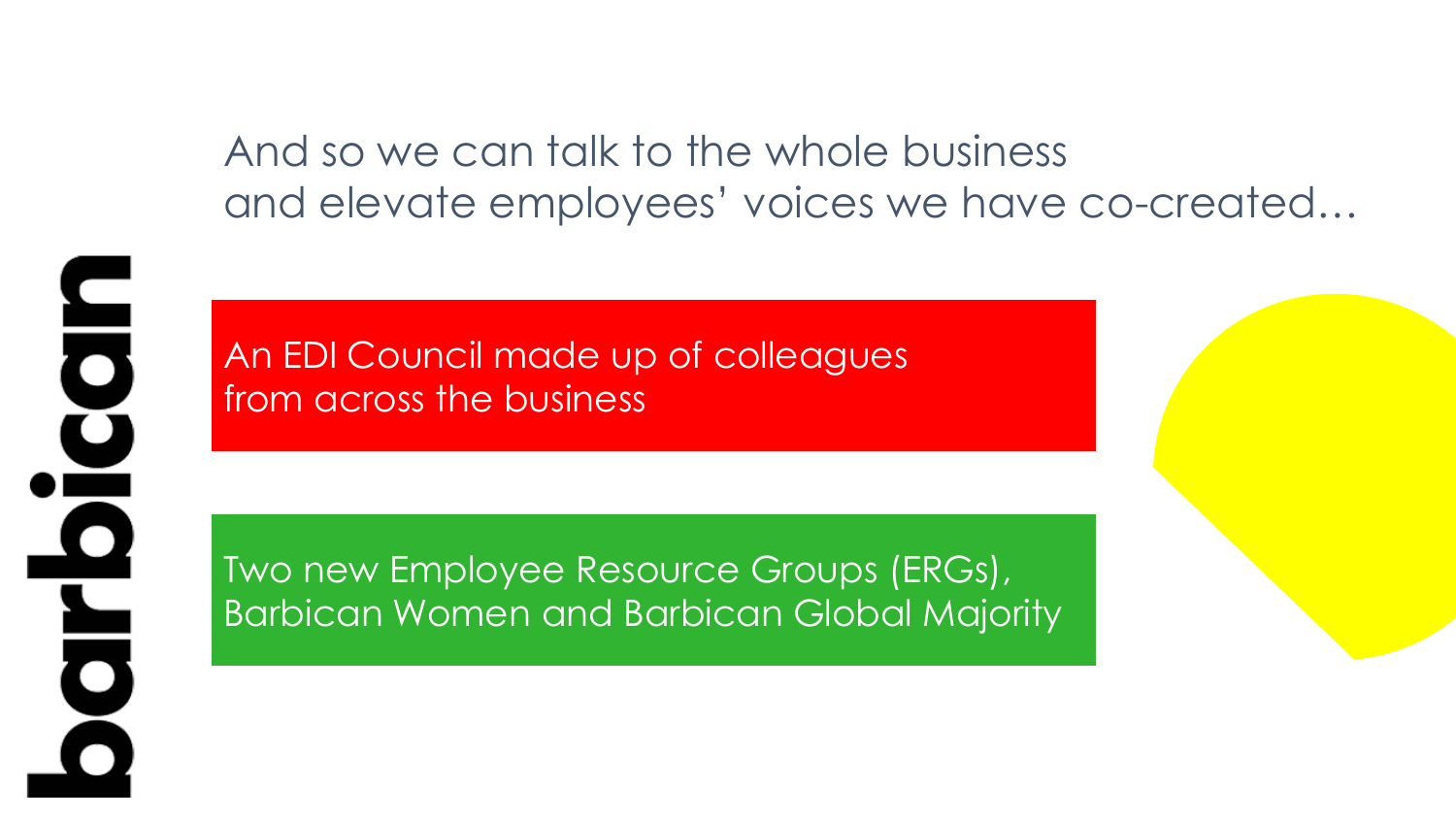And so we can talk to the whole business and elevate employees' voices we have co-created…

An EDI Council made up of colleagues from across the business

Two new Employee Resource Groups (ERGs), Barbican Women and Barbican Global Majority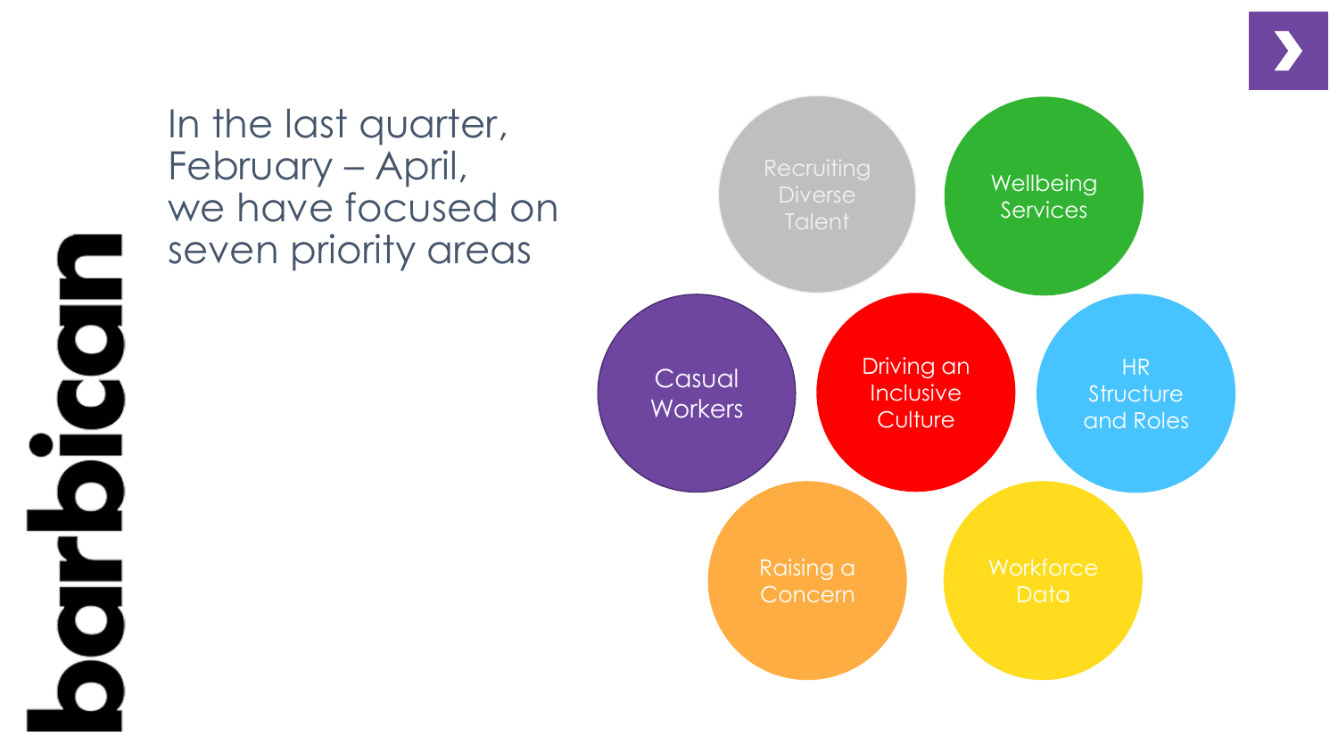barbican

# In the last quarter, February – April, we have focused on seven priority areas

- Recruiting Diverse Talent
- Wellbeing Services
- Casual Workers
- Driving an Inclusive Culture
- HR Structure and Roles
- Raising a Concern
- Workforce Data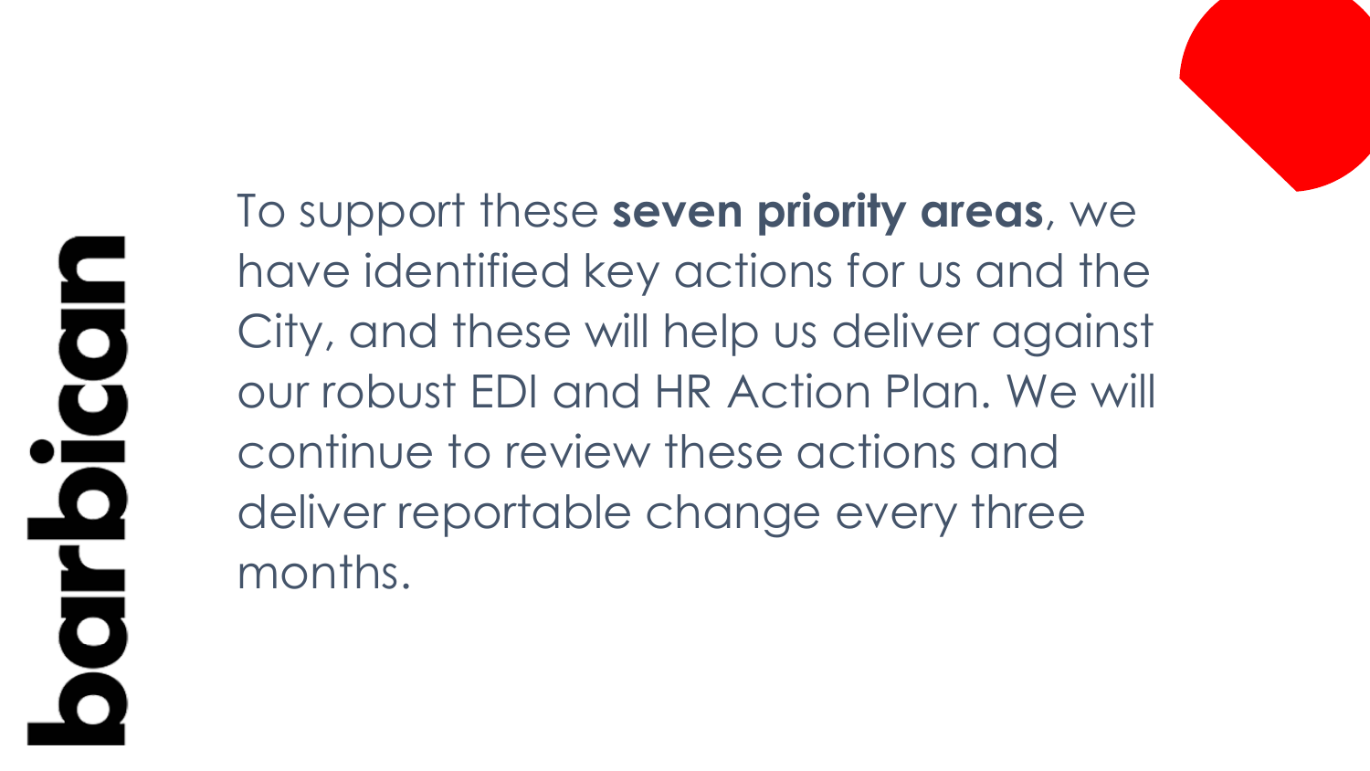To support these **seven priority areas**, we have identified key actions for us and the City, and these will help us deliver against our robust EDI and HR Action Plan. We will continue to review these actions and deliver reportable change every three months.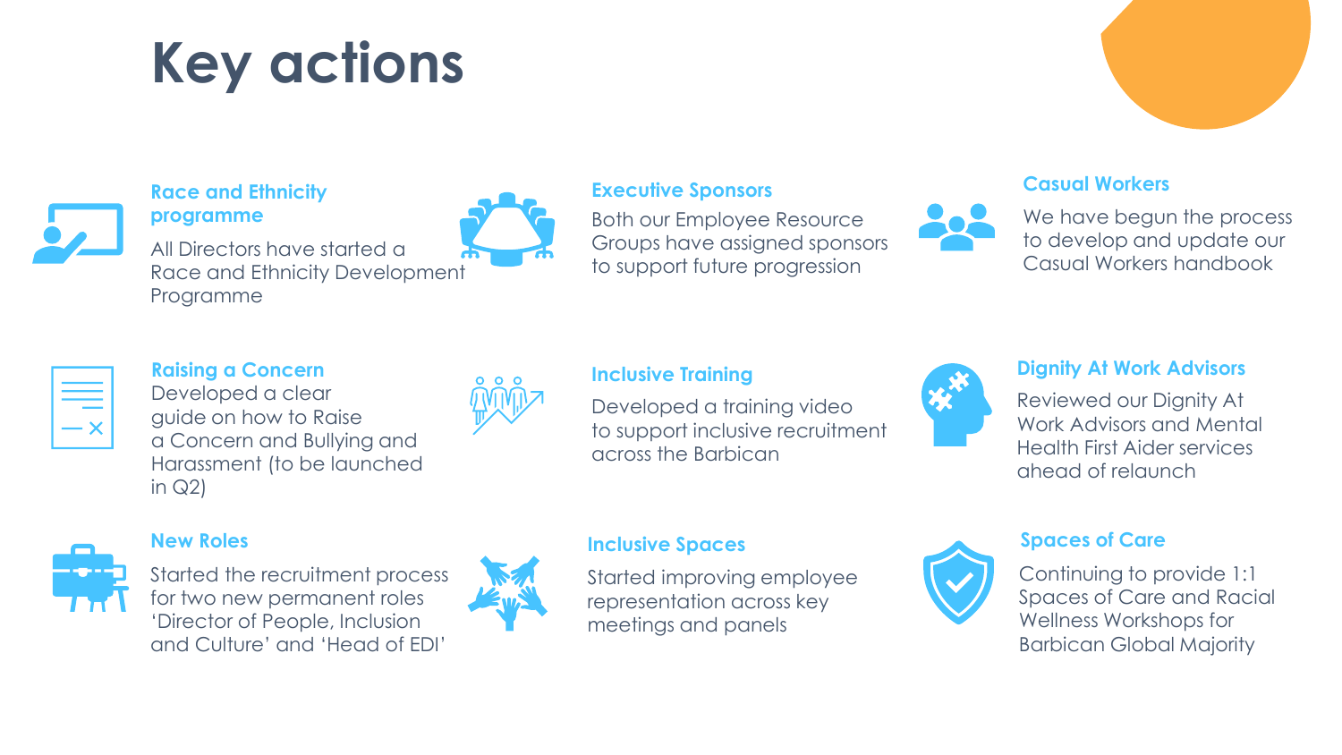# Key actions

### Race and Ethnicity programme

All Directors have started a Race and Ethnicity Development Programme

### Executive Sponsors

Both our Employee Resource Groups have assigned sponsors to support future progression

### Casual Workers

We have begun the process to develop and update our Casual Workers handbook

### Raising a Concern

Developed a clear guide on how to Raise a Concern and Bullying and Harassment (to be launched in Q2)

### Inclusive Training

Developed a training video to support inclusive recruitment across the Barbican

### Dignity At Work Advisors

Reviewed our Dignity At Work Advisors and Mental Health First Aider services ahead of relaunch

### New Roles

Started the recruitment process for two new permanent roles 'Director of People, Inclusion and Culture' and 'Head of EDI'

### Inclusive Spaces

Started improving employee representation across key meetings and panels

### Spaces of Care

Continuing to provide 1:1 Spaces of Care and Racial Wellness Workshops for Barbican Global Majority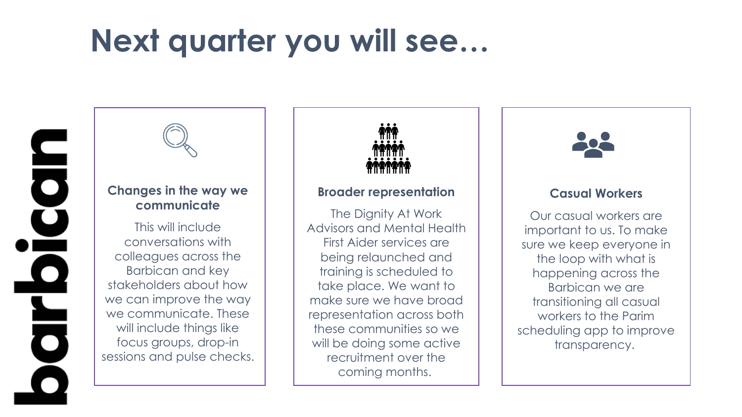# Next quarter you will see…

### Changes in the way we communicate

This will include conversations with colleagues across the Barbican and key stakeholders about how we can improve the way we communicate. These will include things like focus groups, drop-in sessions and pulse checks.

### Broader representation

The Dignity At Work Advisors and Mental Health First Aider services are being relaunched and training is scheduled to take place. We want to make sure we have broad representation across both these communities so we will be doing some active recruitment over the coming months.

### Casual Workers

Our casual workers are important to us. To make sure we keep everyone in the loop with what is happening across the Barbican we are transitioning all casual workers to the Parim scheduling app to improve transparency.

barbican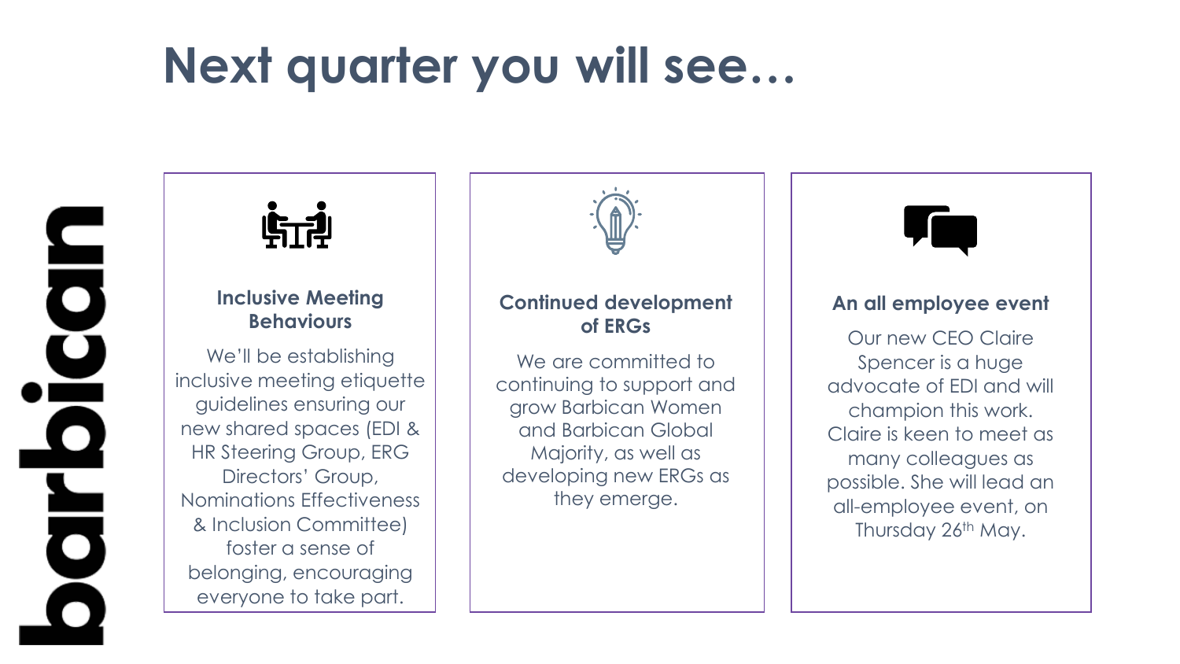# Next quarter you will see…

### Inclusive Meeting Behaviours

We'll be establishing inclusive meeting etiquette guidelines ensuring our new shared spaces (EDI & HR Steering Group, ERG Directors' Group, Nominations Effectiveness & Inclusion Committee) foster a sense of belonging, encouraging everyone to take part.

### Continued development of ERGs

We are committed to continuing to support and grow Barbican Women and Barbican Global Majority, as well as developing new ERGs as they emerge.

### An all employee event

Our new CEO Claire Spencer is a huge advocate of EDI and will champion this work. Claire is keen to meet as many colleagues as possible. She will lead an all-employee event, on Thursday 26th May.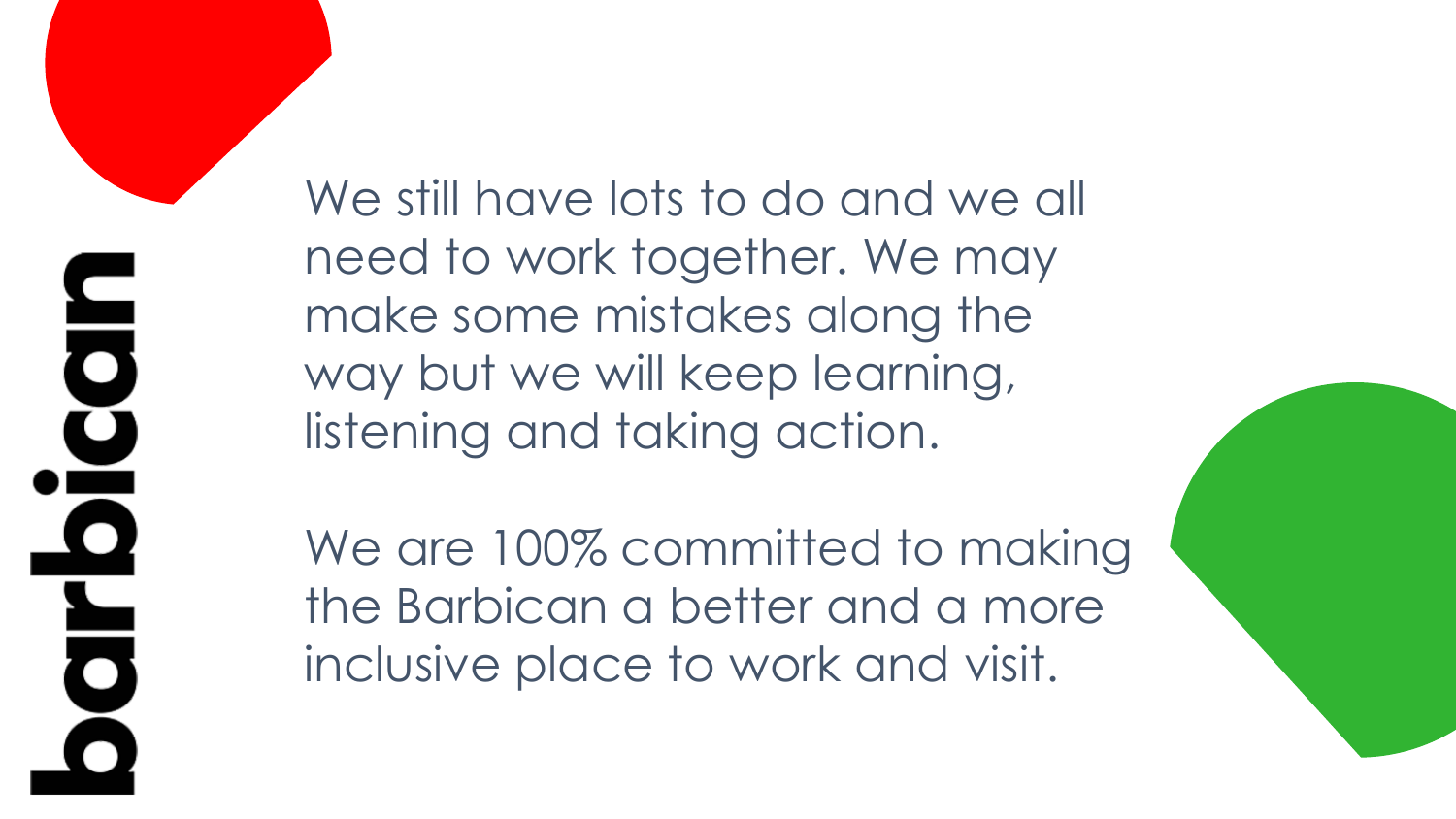We still have lots to do and we all need to work together. We may make some mistakes along the way but we will keep learning, listening and taking action.

We are 100% committed to making the Barbican a better and a more inclusive place to work and visit.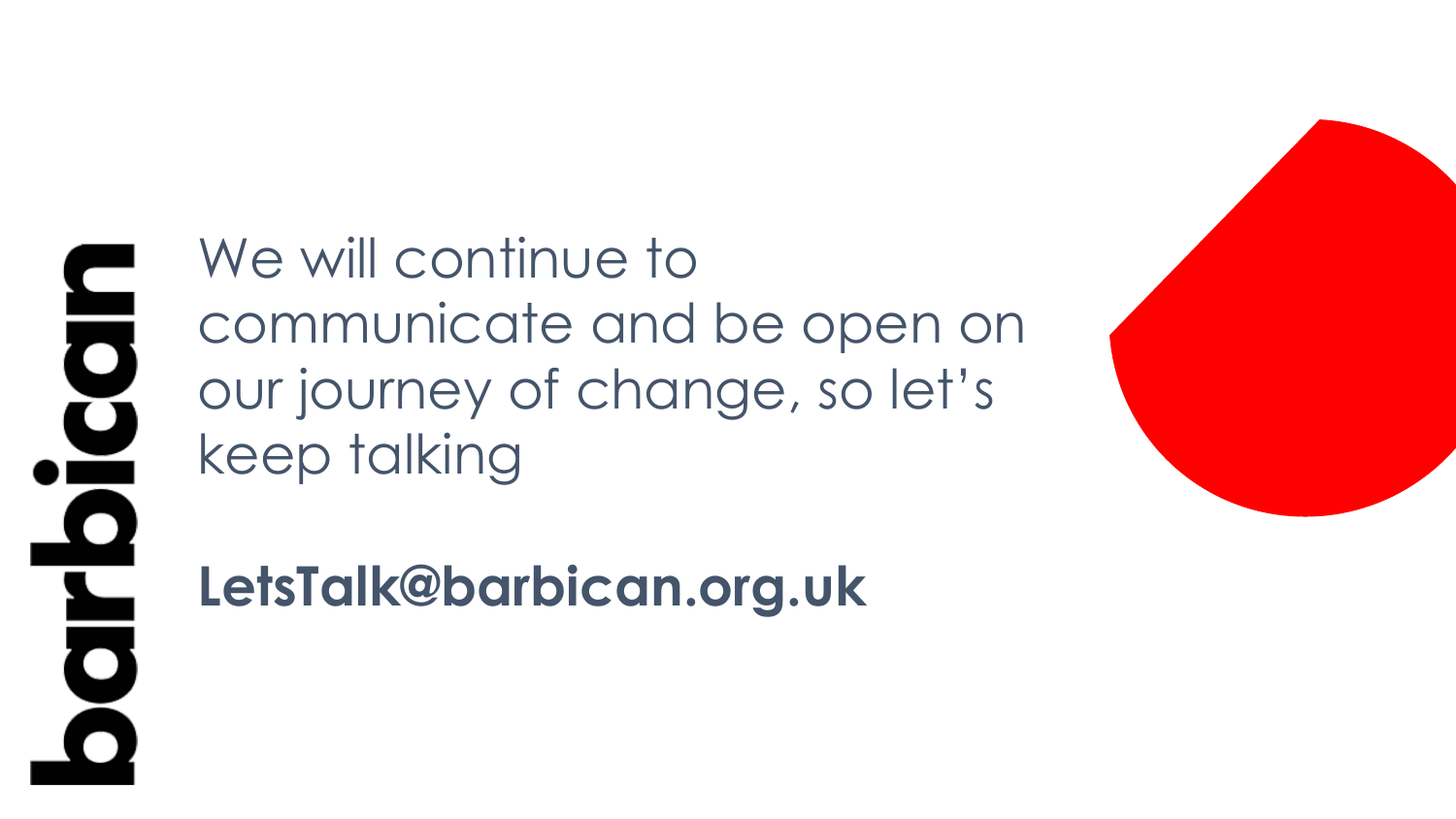barbican

We will continue to communicate and be open on our journey of change, so let’s keep talking

**LetsTalk@barbican.org.uk**